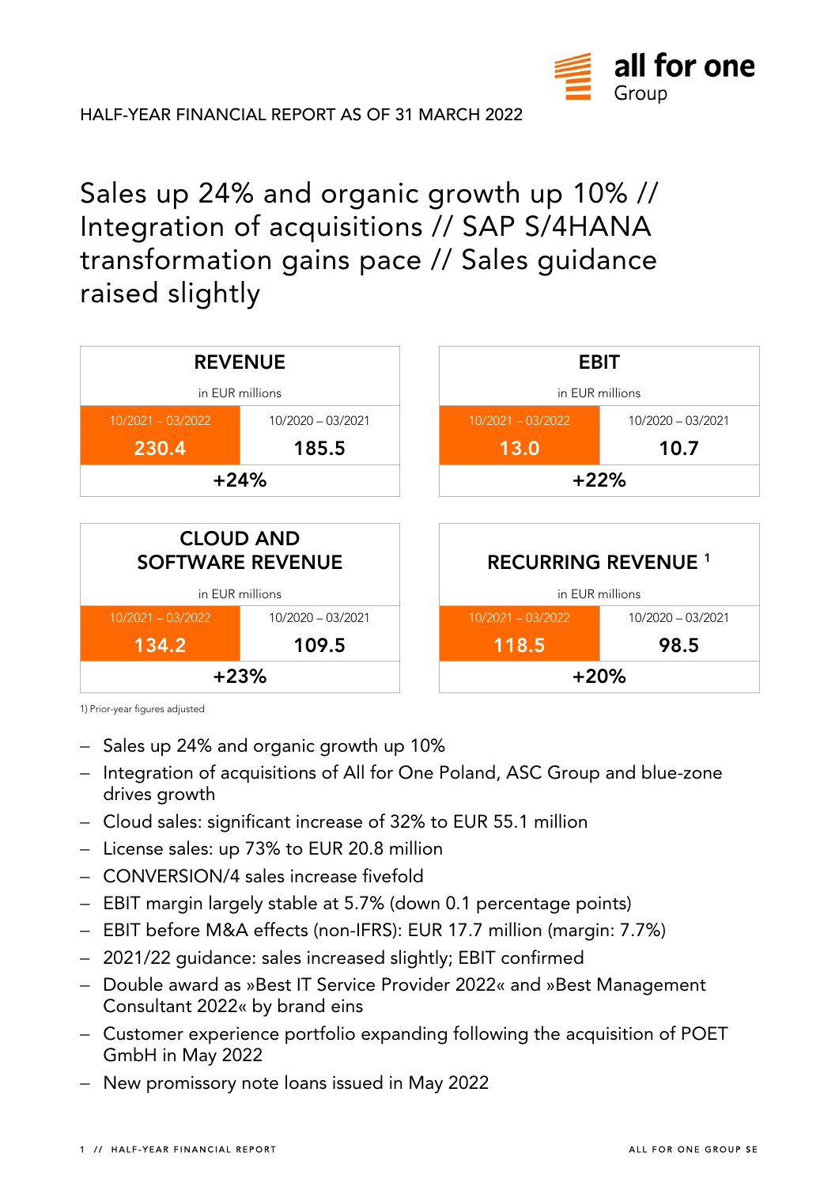HALF-YEAR FINANCIAL REPORT AS OF 31 MARCH 2022

# Sales up 24% and organic growth up 10% // Integration of acquisitions // SAP S/4HANA transformation gains pace // Sales guidance raised slightly

| REVENUE in EUR millions | |
|---|---|
| 10/2021 – 03/2022 | 10/2020 – 03/2021 |
| 230.4 | 185.5 |
| +24% | |

| EBIT in EUR millions | |
|---|---|
| 10/2021 – 03/2022 | 10/2020 – 03/2021 |
| 13.0 | 10.7 |
| +22% | |

| CLOUD AND SOFTWARE REVENUE in EUR millions | |
|---|---|
| 10/2021 – 03/2022 | 10/2020 – 03/2021 |
| 134.2 | 109.5 |
| +23% | |

| RECURRING REVENUE [1] in EUR millions | |
|---|---|
| 10/2021 – 03/2022 | 10/2020 – 03/2021 |
| 118.5 | 98.5 |
| +20% | |

1) Prior-year figures adjusted

- Sales up 24% and organic growth up 10%
- Integration of acquisitions of All for One Poland, ASC Group and blue-zone drives growth
- Cloud sales: significant increase of 32% to EUR 55.1 million
- License sales: up 73% to EUR 20.8 million
- CONVERSION/4 sales increase fivefold
- EBIT margin largely stable at 5.7% (down 0.1 percentage points)
- EBIT before M&A effects (non-IFRS): EUR 17.7 million (margin: 7.7%)
- 2021/22 guidance: sales increased slightly; EBIT confirmed
- Double award as »Best IT Service Provider 2022« and »Best Management Consultant 2022« by brand eins
- Customer experience portfolio expanding following the acquisition of POET GmbH in May 2022
- New promissory note loans issued in May 2022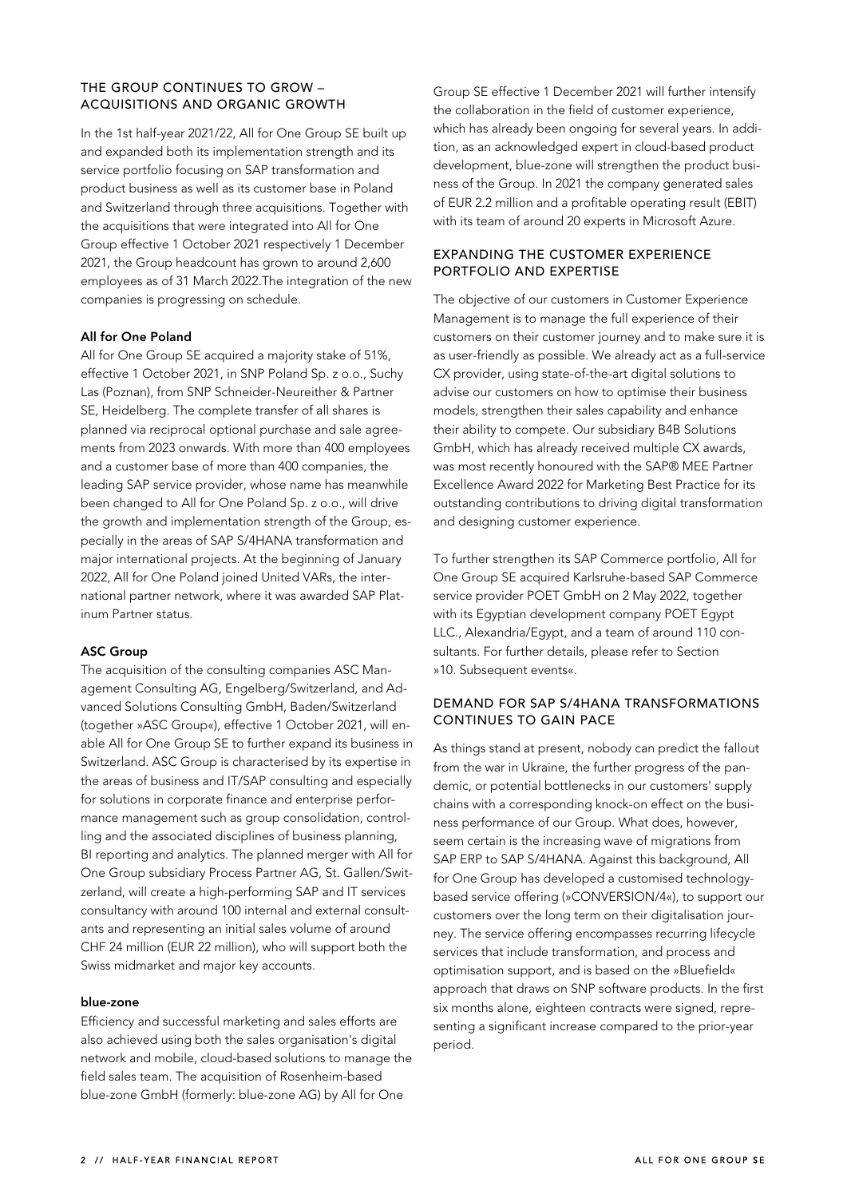## THE GROUP CONTINUES TO GROW – ACQUISITIONS AND ORGANIC GROWTH

In the 1st half-year 2021/22, All for One Group SE built up and expanded both its implementation strength and its service portfolio focusing on SAP transformation and product business as well as its customer base in Poland and Switzerland through three acquisitions. Together with the acquisitions that were integrated into All for One Group effective 1 October 2021 respectively 1 December 2021, the Group headcount has grown to around 2,600 employees as of 31 March 2022.The integration of the new companies is progressing on schedule.

**All for One Poland**

All for One Group SE acquired a majority stake of 51%, effective 1 October 2021, in SNP Poland Sp. z o.o., Suchy Las (Poznan), from SNP Schneider-Neureither & Partner SE, Heidelberg. The complete transfer of all shares is planned via reciprocal optional purchase and sale agreements from 2023 onwards. With more than 400 employees and a customer base of more than 400 companies, the leading SAP service provider, whose name has meanwhile been changed to All for One Poland Sp. z o.o., will drive the growth and implementation strength of the Group, especially in the areas of SAP S/4HANA transformation and major international projects. At the beginning of January 2022, All for One Poland joined United VARs, the international partner network, where it was awarded SAP Platinum Partner status.

**ASC Group**

The acquisition of the consulting companies ASC Management Consulting AG, Engelberg/Switzerland, and Advanced Solutions Consulting GmbH, Baden/Switzerland (together »ASC Group«), effective 1 October 2021, will enable All for One Group SE to further expand its business in Switzerland. ASC Group is characterised by its expertise in the areas of business and IT/SAP consulting and especially for solutions in corporate finance and enterprise performance management such as group consolidation, controlling and the associated disciplines of business planning, BI reporting and analytics. The planned merger with All for One Group subsidiary Process Partner AG, St. Gallen/Switzerland, will create a high-performing SAP and IT services consultancy with around 100 internal and external consultants and representing an initial sales volume of around CHF 24 million (EUR 22 million), who will support both the Swiss midmarket and major key accounts.

**blue-zone**

Efficiency and successful marketing and sales efforts are also achieved using both the sales organisation's digital network and mobile, cloud-based solutions to manage the field sales team. The acquisition of Rosenheim-based blue-zone GmbH (formerly: blue-zone AG) by All for One Group SE effective 1 December 2021 will further intensify the collaboration in the field of customer experience, which has already been ongoing for several years. In addition, as an acknowledged expert in cloud-based product development, blue-zone will strengthen the product business of the Group. In 2021 the company generated sales of EUR 2.2 million and a profitable operating result (EBIT) with its team of around 20 experts in Microsoft Azure.

## EXPANDING THE CUSTOMER EXPERIENCE PORTFOLIO AND EXPERTISE

The objective of our customers in Customer Experience Management is to manage the full experience of their customers on their customer journey and to make sure it is as user-friendly as possible. We already act as a full-service CX provider, using state-of-the-art digital solutions to advise our customers on how to optimise their business models, strengthen their sales capability and enhance their ability to compete. Our subsidiary B4B Solutions GmbH, which has already received multiple CX awards, was most recently honoured with the SAP® MEE Partner Excellence Award 2022 for Marketing Best Practice for its outstanding contributions to driving digital transformation and designing customer experience.

To further strengthen its SAP Commerce portfolio, All for One Group SE acquired Karlsruhe-based SAP Commerce service provider POET GmbH on 2 May 2022, together with its Egyptian development company POET Egypt LLC., Alexandria/Egypt, and a team of around 110 consultants. For further details, please refer to Section »10. Subsequent events«.

## DEMAND FOR SAP S/4HANA TRANSFORMATIONS CONTINUES TO GAIN PACE

As things stand at present, nobody can predict the fallout from the war in Ukraine, the further progress of the pandemic, or potential bottlenecks in our customers' supply chains with a corresponding knock-on effect on the business performance of our Group. What does, however, seem certain is the increasing wave of migrations from SAP ERP to SAP S/4HANA. Against this background, All for One Group has developed a customised technology-based service offering (»CONVERSION/4«), to support our customers over the long term on their digitalisation journey. The service offering encompasses recurring lifecycle services that include transformation, and process and optimisation support, and is based on the »Bluefield« approach that draws on SNP software products. In the first six months alone, eighteen contracts were signed, representing a significant increase compared to the prior-year period.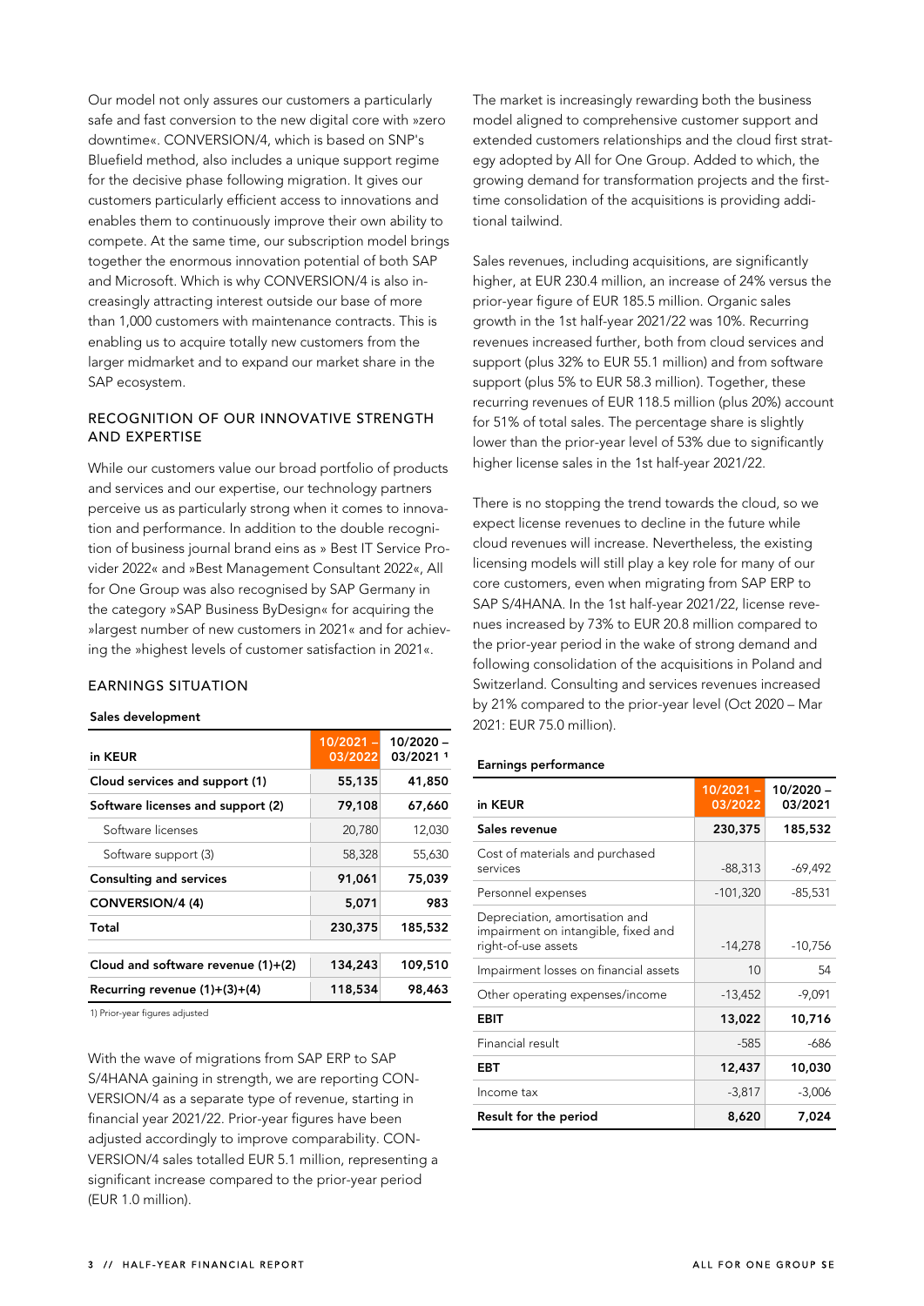Our model not only assures our customers a particularly safe and fast conversion to the new digital core with »zero downtime«. CONVERSION/4, which is based on SNP's Bluefield method, also includes a unique support regime for the decisive phase following migration. It gives our customers particularly efficient access to innovations and enables them to continuously improve their own ability to compete. At the same time, our subscription model brings together the enormous innovation potential of both SAP and Microsoft. Which is why CONVERSION/4 is also increasingly attracting interest outside our base of more than 1,000 customers with maintenance contracts. This is enabling us to acquire totally new customers from the larger midmarket and to expand our market share in the SAP ecosystem.

## RECOGNITION OF OUR INNOVATIVE STRENGTH AND EXPERTISE

While our customers value our broad portfolio of products and services and our expertise, our technology partners perceive us as particularly strong when it comes to innovation and performance. In addition to the double recognition of business journal brand eins as » Best IT Service Provider 2022« and »Best Management Consultant 2022«, All for One Group was also recognised by SAP Germany in the category »SAP Business ByDesign« for acquiring the »largest number of new customers in 2021« and for achieving the »highest levels of customer satisfaction in 2021«.

## EARNINGS SITUATION

**Sales development**

| in KEUR | 10/2021 – 03/2022 | 10/2020 – 03/2021 [1] |
|---|---|---|
| **Cloud services and support (1)** | **55,135** | **41,850** |
| **Software licenses and support (2)** | **79,108** | **67,660** |
| Software licenses | 20,780 | 12,030 |
| Software support (3) | 58,328 | 55,630 |
| **Consulting and services** | **91,061** | **75,039** |
| **CONVERSION/4 (4)** | **5,071** | **983** |
| **Total** | **230,375** | **185,532** |
| | | |
| **Cloud and software revenue (1)+(2)** | **134,243** | **109,510** |
| **Recurring revenue (1)+(3)+(4)** | **118,534** | **98,463** |

1) Prior-year figures adjusted

With the wave of migrations from SAP ERP to SAP S/4HANA gaining in strength, we are reporting CONVERSION/4 as a separate type of revenue, starting in financial year 2021/22. Prior-year figures have been adjusted accordingly to improve comparability. CONVERSION/4 sales totalled EUR 5.1 million, representing a significant increase compared to the prior-year period (EUR 1.0 million).

The market is increasingly rewarding both the business model aligned to comprehensive customer support and extended customers relationships and the cloud first strategy adopted by All for One Group. Added to which, the growing demand for transformation projects and the first-time consolidation of the acquisitions is providing additional tailwind.

Sales revenues, including acquisitions, are significantly higher, at EUR 230.4 million, an increase of 24% versus the prior-year figure of EUR 185.5 million. Organic sales growth in the 1st half-year 2021/22 was 10%. Recurring revenues increased further, both from cloud services and support (plus 32% to EUR 55.1 million) and from software support (plus 5% to EUR 58.3 million). Together, these recurring revenues of EUR 118.5 million (plus 20%) account for 51% of total sales. The percentage share is slightly lower than the prior-year level of 53% due to significantly higher license sales in the 1st half-year 2021/22.

There is no stopping the trend towards the cloud, so we expect license revenues to decline in the future while cloud revenues will increase. Nevertheless, the existing licensing models will still play a key role for many of our core customers, even when migrating from SAP ERP to SAP S/4HANA. In the 1st half-year 2021/22, license revenues increased by 73% to EUR 20.8 million compared to the prior-year period in the wake of strong demand and following consolidation of the acquisitions in Poland and Switzerland. Consulting and services revenues increased by 21% compared to the prior-year level (Oct 2020 – Mar 2021: EUR 75.0 million).

**Earnings performance**

| in KEUR | 10/2021 – 03/2022 | 10/2020 – 03/2021 |
|---|---|---|
| **Sales revenue** | **230,375** | **185,532** |
| Cost of materials and purchased services | -88,313 | -69,492 |
| Personnel expenses | -101,320 | -85,531 |
| Depreciation, amortisation and impairment on intangible, fixed and right-of-use assets | -14,278 | -10,756 |
| Impairment losses on financial assets | 10 | 54 |
| Other operating expenses/income | -13,452 | -9,091 |
| **EBIT** | **13,022** | **10,716** |
| Financial result | -585 | -686 |
| **EBT** | **12,437** | **10,030** |
| Income tax | -3,817 | -3,006 |
| **Result for the period** | **8,620** | **7,024** |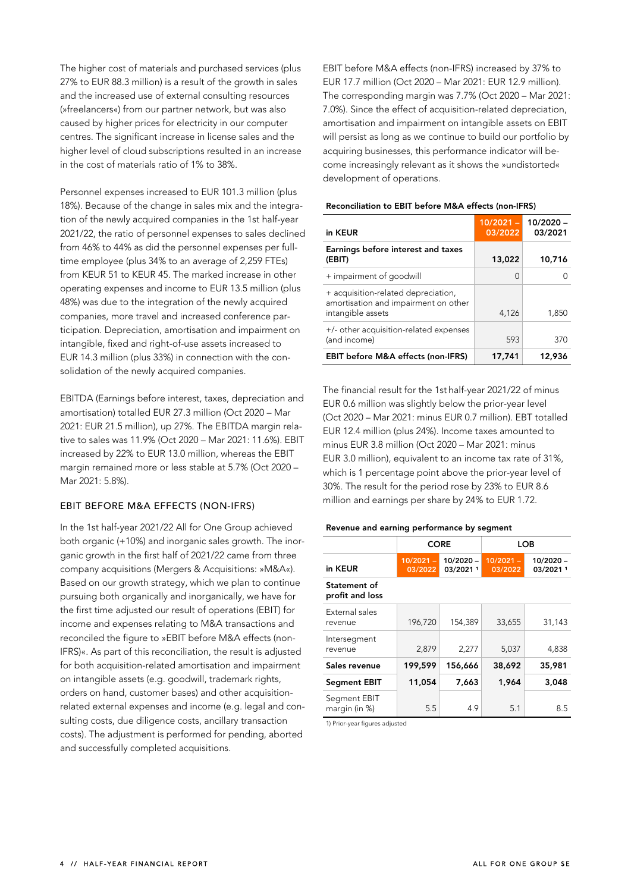The higher cost of materials and purchased services (plus 27% to EUR 88.3 million) is a result of the growth in sales and the increased use of external consulting resources (»freelancers«) from our partner network, but was also caused by higher prices for electricity in our computer centres. The significant increase in license sales and the higher level of cloud subscriptions resulted in an increase in the cost of materials ratio of 1% to 38%.

Personnel expenses increased to EUR 101.3 million (plus 18%). Because of the change in sales mix and the integration of the newly acquired companies in the 1st half-year 2021/22, the ratio of personnel expenses to sales declined from 46% to 44% as did the personnel expenses per full-time employee (plus 34% to an average of 2,259 FTEs) from KEUR 51 to KEUR 45. The marked increase in other operating expenses and income to EUR 13.5 million (plus 48%) was due to the integration of the newly acquired companies, more travel and increased conference participation. Depreciation, amortisation and impairment on intangible, fixed and right-of-use assets increased to EUR 14.3 million (plus 33%) in connection with the consolidation of the newly acquired companies.

EBITDA (Earnings before interest, taxes, depreciation and amortisation) totalled EUR 27.3 million (Oct 2020 – Mar 2021: EUR 21.5 million), up 27%. The EBITDA margin relative to sales was 11.9% (Oct 2020 – Mar 2021: 11.6%). EBIT increased by 22% to EUR 13.0 million, whereas the EBIT margin remained more or less stable at 5.7% (Oct 2020 – Mar 2021: 5.8%).

## EBIT BEFORE M&A EFFECTS (NON-IFRS)

In the 1st half-year 2021/22 All for One Group achieved both organic (+10%) and inorganic sales growth. The inorganic growth in the first half of 2021/22 came from three company acquisitions (Mergers & Acquisitions: »M&A«). Based on our growth strategy, which we plan to continue pursuing both organically and inorganically, we have for the first time adjusted our result of operations (EBIT) for income and expenses relating to M&A transactions and reconciled the figure to »EBIT before M&A effects (non-IFRS)«. As part of this reconciliation, the result is adjusted for both acquisition-related amortisation and impairment on intangible assets (e.g. goodwill, trademark rights, orders on hand, customer bases) and other acquisition-related external expenses and income (e.g. legal and consulting costs, due diligence costs, ancillary transaction costs). The adjustment is performed for pending, aborted and successfully completed acquisitions.

EBIT before M&A effects (non-IFRS) increased by 37% to EUR 17.7 million (Oct 2020 – Mar 2021: EUR 12.9 million). The corresponding margin was 7.7% (Oct 2020 – Mar 2021: 7.0%). Since the effect of acquisition-related depreciation, amortisation and impairment on intangible assets on EBIT will persist as long as we continue to build our portfolio by acquiring businesses, this performance indicator will become increasingly relevant as it shows the »undistorted« development of operations.

**Reconciliation to EBIT before M&A effects (non-IFRS)**

| in KEUR | 10/2021 – 03/2022 | 10/2020 – 03/2021 |
|---|---|---|
| **Earnings before interest and taxes (EBIT)** | **13,022** | **10,716** |
| + impairment of goodwill | 0 | 0 |
| + acquisition-related depreciation, amortisation and impairment on other intangible assets | 4,126 | 1,850 |
| +/- other acquisition-related expenses (and income) | 593 | 370 |
| **EBIT before M&A effects (non-IFRS)** | **17,741** | **12,936** |

The financial result for the 1st half-year 2021/22 of minus EUR 0.6 million was slightly below the prior-year level (Oct 2020 – Mar 2021: minus EUR 0.7 million). EBT totalled EUR 12.4 million (plus 24%). Income taxes amounted to minus EUR 3.8 million (Oct 2020 – Mar 2021: minus EUR 3.0 million), equivalent to an income tax rate of 31%, which is 1 percentage point above the prior-year level of 30%. The result for the period rose by 23% to EUR 8.6 million and earnings per share by 24% to EUR 1.72.

**Revenue and earning performance by segment**

| | CORE | | LOB | |
|---|---|---|---|---|
| in KEUR | 10/2021 – 03/2022 | 10/2020 – 03/2021 [1] | 10/2021 – 03/2022 | 10/2020 – 03/2021 [1] |
| **Statement of profit and loss** | | | | |
| External sales revenue | 196,720 | 154,389 | 33,655 | 31,143 |
| Intersegment revenue | 2,879 | 2,277 | 5,037 | 4,838 |
| **Sales revenue** | **199,599** | **156,666** | **38,692** | **35,981** |
| **Segment EBIT** | **11,054** | **7,663** | **1,964** | **3,048** |
| Segment EBIT margin (in %) | 5.5 | 4.9 | 5.1 | 8.5 |

1) Prior-year figures adjusted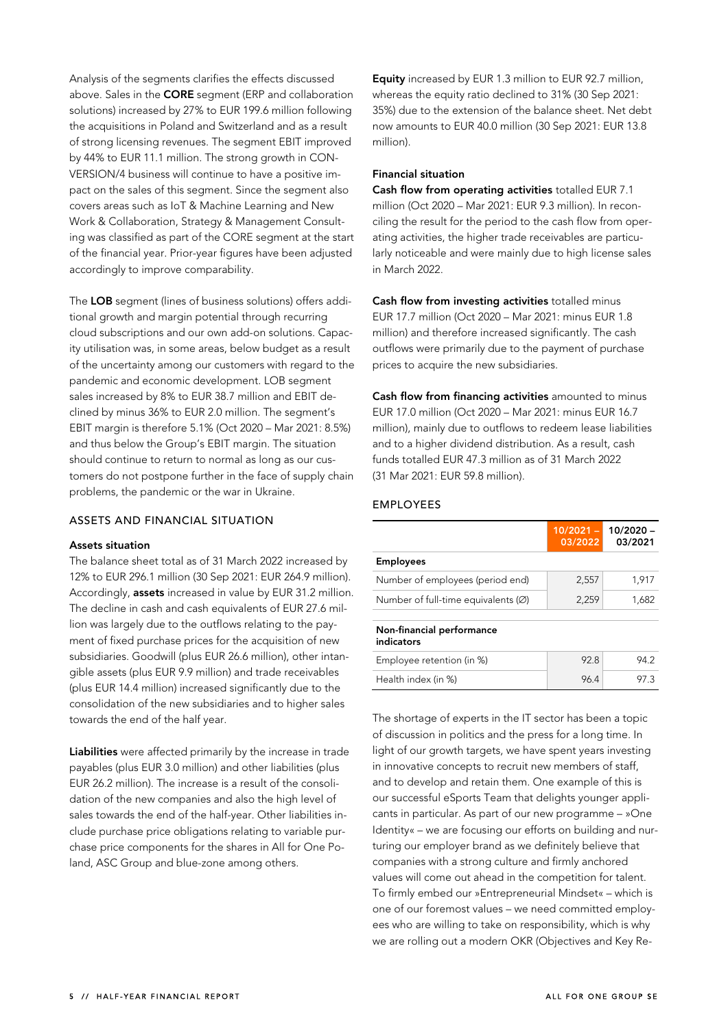Analysis of the segments clarifies the effects discussed above. Sales in the **CORE** segment (ERP and collaboration solutions) increased by 27% to EUR 199.6 million following the acquisitions in Poland and Switzerland and as a result of strong licensing revenues. The segment EBIT improved by 44% to EUR 11.1 million. The strong growth in CONVERSION/4 business will continue to have a positive impact on the sales of this segment. Since the segment also covers areas such as IoT & Machine Learning and New Work & Collaboration, Strategy & Management Consulting was classified as part of the CORE segment at the start of the financial year. Prior-year figures have been adjusted accordingly to improve comparability.

The **LOB** segment (lines of business solutions) offers additional growth and margin potential through recurring cloud subscriptions and our own add-on solutions. Capacity utilisation was, in some areas, below budget as a result of the uncertainty among our customers with regard to the pandemic and economic development. LOB segment sales increased by 8% to EUR 38.7 million and EBIT declined by minus 36% to EUR 2.0 million. The segment's EBIT margin is therefore 5.1% (Oct 2020 – Mar 2021: 8.5%) and thus below the Group's EBIT margin. The situation should continue to return to normal as long as our customers do not postpone further in the face of supply chain problems, the pandemic or the war in Ukraine.

## ASSETS AND FINANCIAL SITUATION

### Assets situation

The balance sheet total as of 31 March 2022 increased by 12% to EUR 296.1 million (30 Sep 2021: EUR 264.9 million). Accordingly, **assets** increased in value by EUR 31.2 million. The decline in cash and cash equivalents of EUR 27.6 million was largely due to the outflows relating to the payment of fixed purchase prices for the acquisition of new subsidiaries. Goodwill (plus EUR 26.6 million), other intangible assets (plus EUR 9.9 million) and trade receivables (plus EUR 14.4 million) increased significantly due to the consolidation of the new subsidiaries and to higher sales towards the end of the half year.

**Liabilities** were affected primarily by the increase in trade payables (plus EUR 3.0 million) and other liabilities (plus EUR 26.2 million). The increase is a result of the consolidation of the new companies and also the high level of sales towards the end of the half-year. Other liabilities include purchase price obligations relating to variable purchase price components for the shares in All for One Poland, ASC Group and blue-zone among others.

**Equity** increased by EUR 1.3 million to EUR 92.7 million, whereas the equity ratio declined to 31% (30 Sep 2021: 35%) due to the extension of the balance sheet. Net debt now amounts to EUR 40.0 million (30 Sep 2021: EUR 13.8 million).

### Financial situation

**Cash flow from operating activities** totalled EUR 7.1 million (Oct 2020 – Mar 2021: EUR 9.3 million). In reconciling the result for the period to the cash flow from operating activities, the higher trade receivables are particularly noticeable and were mainly due to high license sales in March 2022.

**Cash flow from investing activities** totalled minus EUR 17.7 million (Oct 2020 – Mar 2021: minus EUR 1.8 million) and therefore increased significantly. The cash outflows were primarily due to the payment of purchase prices to acquire the new subsidiaries.

**Cash flow from financing activities** amounted to minus EUR 17.0 million (Oct 2020 – Mar 2021: minus EUR 16.7 million), mainly due to outflows to redeem lease liabilities and to a higher dividend distribution. As a result, cash funds totalled EUR 47.3 million as of 31 March 2022 (31 Mar 2021: EUR 59.8 million).

## EMPLOYEES

| | 10/2021 – 03/2022 | 10/2020 – 03/2021 |
|---|---|---|
| **Employees** | | |
| Number of employees (period end) | 2,557 | 1,917 |
| Number of full-time equivalents (∅) | 2,259 | 1,682 |
| **Non-financial performance indicators** | | |
| Employee retention (in %) | 92.8 | 94.2 |
| Health index (in %) | 96.4 | 97.3 |

The shortage of experts in the IT sector has been a topic of discussion in politics and the press for a long time. In light of our growth targets, we have spent years investing in innovative concepts to recruit new members of staff, and to develop and retain them. One example of this is our successful eSports Team that delights younger applicants in particular. As part of our new programme – »One Identity« – we are focusing our efforts on building and nurturing our employer brand as we definitely believe that companies with a strong culture and firmly anchored values will come out ahead in the competition for talent. To firmly embed our »Entrepreneurial Mindset« – which is one of our foremost values – we need committed employees who are willing to take on responsibility, which is why we are rolling out a modern OKR (Objectives and Key Re-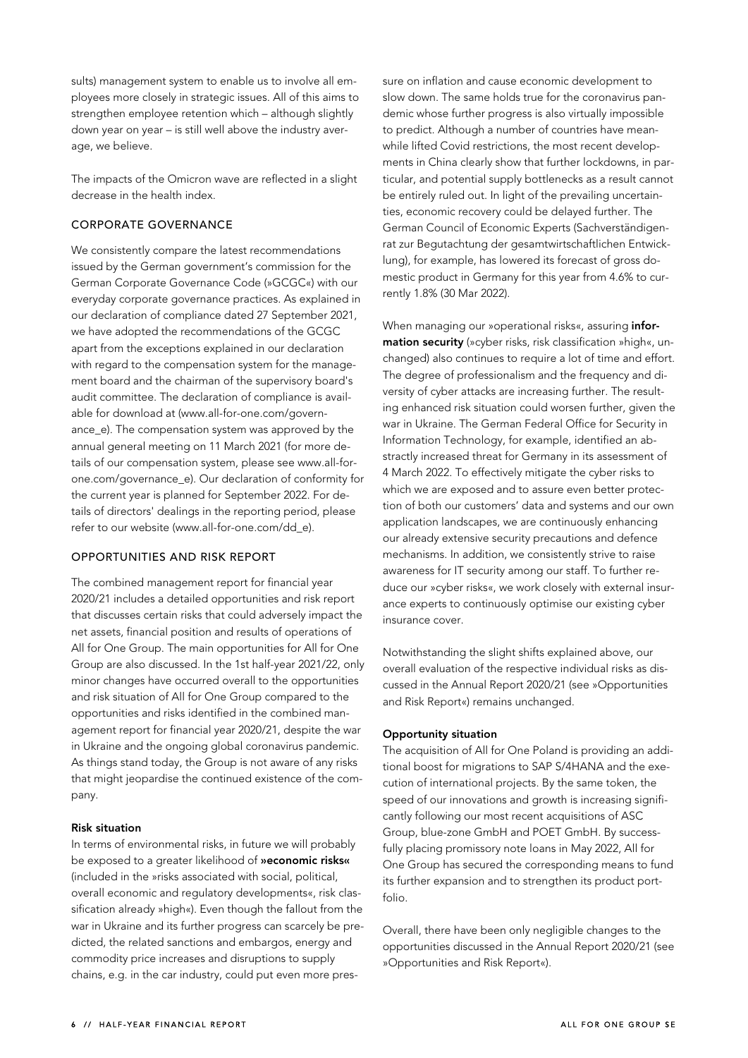sults) management system to enable us to involve all employees more closely in strategic issues. All of this aims to strengthen employee retention which – although slightly down year on year – is still well above the industry average, we believe.

The impacts of the Omicron wave are reflected in a slight decrease in the health index.

## CORPORATE GOVERNANCE

We consistently compare the latest recommendations issued by the German government's commission for the German Corporate Governance Code (»GCGC«) with our everyday corporate governance practices. As explained in our declaration of compliance dated 27 September 2021, we have adopted the recommendations of the GCGC apart from the exceptions explained in our declaration with regard to the compensation system for the management board and the chairman of the supervisory board's audit committee. The declaration of compliance is available for download at (www.all-for-one.com/governance_e). The compensation system was approved by the annual general meeting on 11 March 2021 (for more details of our compensation system, please see www.all-for-one.com/governance_e). Our declaration of conformity for the current year is planned for September 2022. For details of directors' dealings in the reporting period, please refer to our website (www.all-for-one.com/dd_e).

## OPPORTUNITIES AND RISK REPORT

The combined management report for financial year 2020/21 includes a detailed opportunities and risk report that discusses certain risks that could adversely impact the net assets, financial position and results of operations of All for One Group. The main opportunities for All for One Group are also discussed. In the 1st half-year 2021/22, only minor changes have occurred overall to the opportunities and risk situation of All for One Group compared to the opportunities and risks identified in the combined management report for financial year 2020/21, despite the war in Ukraine and the ongoing global coronavirus pandemic. As things stand today, the Group is not aware of any risks that might jeopardise the continued existence of the company.

### Risk situation

In terms of environmental risks, in future we will probably be exposed to a greater likelihood of **»economic risks«** (included in the »risks associated with social, political, overall economic and regulatory developments«, risk classification already »high«). Even though the fallout from the war in Ukraine and its further progress can scarcely be predicted, the related sanctions and embargos, energy and commodity price increases and disruptions to supply chains, e.g. in the car industry, could put even more pressure on inflation and cause economic development to slow down. The same holds true for the coronavirus pandemic whose further progress is also virtually impossible to predict. Although a number of countries have meanwhile lifted Covid restrictions, the most recent developments in China clearly show that further lockdowns, in particular, and potential supply bottlenecks as a result cannot be entirely ruled out. In light of the prevailing uncertainties, economic recovery could be delayed further. The German Council of Economic Experts (Sachverständigenrat zur Begutachtung der gesamtwirtschaftlichen Entwicklung), for example, has lowered its forecast of gross domestic product in Germany for this year from 4.6% to currently 1.8% (30 Mar 2022).

When managing our »operational risks«, assuring **information security** (»cyber risks, risk classification »high«, unchanged) also continues to require a lot of time and effort. The degree of professionalism and the frequency and diversity of cyber attacks are increasing further. The resulting enhanced risk situation could worsen further, given the war in Ukraine. The German Federal Office for Security in Information Technology, for example, identified an abstractly increased threat for Germany in its assessment of 4 March 2022. To effectively mitigate the cyber risks to which we are exposed and to assure even better protection of both our customers' data and systems and our own application landscapes, we are continuously enhancing our already extensive security precautions and defence mechanisms. In addition, we consistently strive to raise awareness for IT security among our staff. To further reduce our »cyber risks«, we work closely with external insurance experts to continuously optimise our existing cyber insurance cover.

Notwithstanding the slight shifts explained above, our overall evaluation of the respective individual risks as discussed in the Annual Report 2020/21 (see »Opportunities and Risk Report«) remains unchanged.

### Opportunity situation

The acquisition of All for One Poland is providing an additional boost for migrations to SAP S/4HANA and the execution of international projects. By the same token, the speed of our innovations and growth is increasing significantly following our most recent acquisitions of ASC Group, blue-zone GmbH and POET GmbH. By successfully placing promissory note loans in May 2022, All for One Group has secured the corresponding means to fund its further expansion and to strengthen its product portfolio.

Overall, there have been only negligible changes to the opportunities discussed in the Annual Report 2020/21 (see »Opportunities and Risk Report«).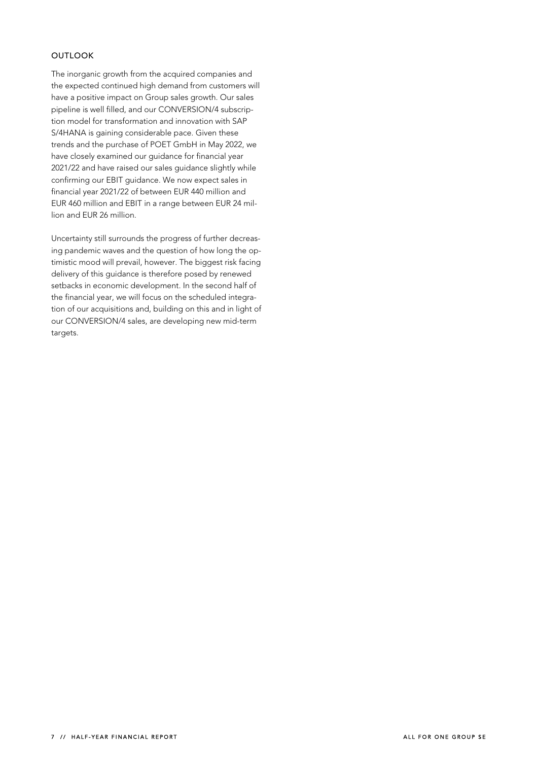## OUTLOOK

The inorganic growth from the acquired companies and the expected continued high demand from customers will have a positive impact on Group sales growth. Our sales pipeline is well filled, and our CONVERSION/4 subscription model for transformation and innovation with SAP S/4HANA is gaining considerable pace. Given these trends and the purchase of POET GmbH in May 2022, we have closely examined our guidance for financial year 2021/22 and have raised our sales guidance slightly while confirming our EBIT guidance. We now expect sales in financial year 2021/22 of between EUR 440 million and EUR 460 million and EBIT in a range between EUR 24 million and EUR 26 million.

Uncertainty still surrounds the progress of further decreasing pandemic waves and the question of how long the optimistic mood will prevail, however. The biggest risk facing delivery of this guidance is therefore posed by renewed setbacks in economic development. In the second half of the financial year, we will focus on the scheduled integration of our acquisitions and, building on this and in light of our CONVERSION/4 sales, are developing new mid-term targets.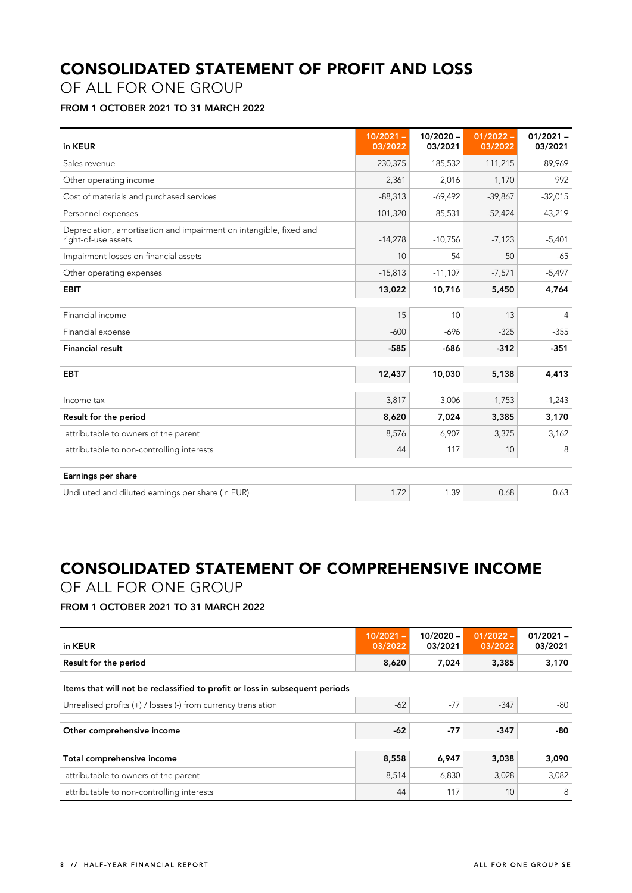# CONSOLIDATED STATEMENT OF PROFIT AND LOSS

OF ALL FOR ONE GROUP

**FROM 1 OCTOBER 2021 TO 31 MARCH 2022**

| in KEUR | 10/2021 – 03/2022 | 10/2020 – 03/2021 | 01/2022 – 03/2022 | 01/2021 – 03/2021 |
|---|---|---|---|---|
| Sales revenue | 230,375 | 185,532 | 111,215 | 89,969 |
| Other operating income | 2,361 | 2,016 | 1,170 | 992 |
| Cost of materials and purchased services | -88,313 | -69,492 | -39,867 | -32,015 |
| Personnel expenses | -101,320 | -85,531 | -52,424 | -43,219 |
| Depreciation, amortisation and impairment on intangible, fixed and right-of-use assets | -14,278 | -10,756 | -7,123 | -5,401 |
| Impairment losses on financial assets | 10 | 54 | 50 | -65 |
| Other operating expenses | -15,813 | -11,107 | -7,571 | -5,497 |
| **EBIT** | **13,022** | **10,716** | **5,450** | **4,764** |
| Financial income | 15 | 10 | 13 | 4 |
| Financial expense | -600 | -696 | -325 | -355 |
| **Financial result** | **-585** | **-686** | **-312** | **-351** |
| **EBT** | **12,437** | **10,030** | **5,138** | **4,413** |
| Income tax | -3,817 | -3,006 | -1,753 | -1,243 |
| **Result for the period** | **8,620** | **7,024** | **3,385** | **3,170** |
| attributable to owners of the parent | 8,576 | 6,907 | 3,375 | 3,162 |
| attributable to non-controlling interests | 44 | 117 | 10 | 8 |
| **Earnings per share** | | | | |
| Undiluted and diluted earnings per share (in EUR) | 1.72 | 1.39 | 0.68 | 0.63 |

# CONSOLIDATED STATEMENT OF COMPREHENSIVE INCOME

OF ALL FOR ONE GROUP

**FROM 1 OCTOBER 2021 TO 31 MARCH 2022**

| in KEUR | 10/2021 – 03/2022 | 10/2020 – 03/2021 | 01/2022 – 03/2022 | 01/2021 – 03/2021 |
|---|---|---|---|---|
| **Result for the period** | **8,620** | **7,024** | **3,385** | **3,170** |
| **Items that will not be reclassified to profit or loss in subsequent periods** | | | | |
| Unrealised profits (+) / losses (-) from currency translation | -62 | -77 | -347 | -80 |
| **Other comprehensive income** | **-62** | **-77** | **-347** | **-80** |
| **Total comprehensive income** | **8,558** | **6,947** | **3,038** | **3,090** |
| attributable to owners of the parent | 8,514 | 6,830 | 3,028 | 3,082 |
| attributable to non-controlling interests | 44 | 117 | 10 | 8 |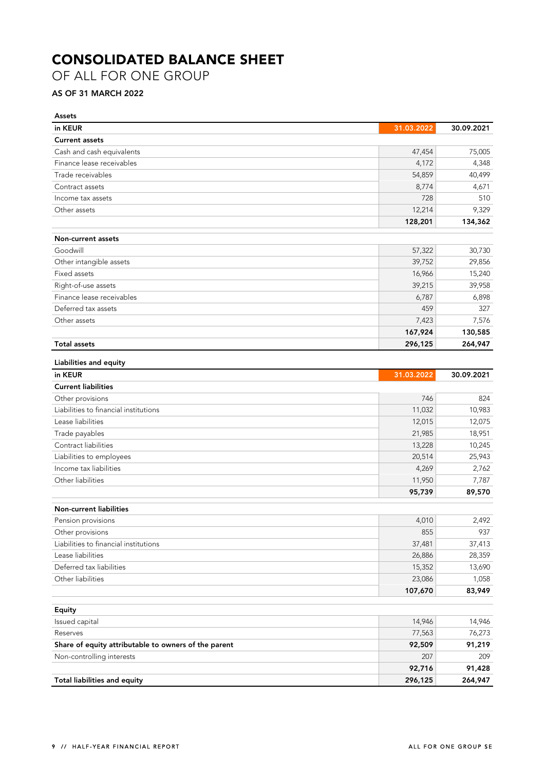# CONSOLIDATED BALANCE SHEET

OF ALL FOR ONE GROUP

### AS OF 31 MARCH 2022

**Assets**

| in KEUR | 31.03.2022 | 30.09.2021 |
|---|---|---|
| **Current assets** | | |
| Cash and cash equivalents | 47,454 | 75,005 |
| Finance lease receivables | 4,172 | 4,348 |
| Trade receivables | 54,859 | 40,499 |
| Contract assets | 8,774 | 4,671 |
| Income tax assets | 728 | 510 |
| Other assets | 12,214 | 9,329 |
| | **128,201** | **134,362** |
| **Non-current assets** | | |
| Goodwill | 57,322 | 30,730 |
| Other intangible assets | 39,752 | 29,856 |
| Fixed assets | 16,966 | 15,240 |
| Right-of-use assets | 39,215 | 39,958 |
| Finance lease receivables | 6,787 | 6,898 |
| Deferred tax assets | 459 | 327 |
| Other assets | 7,423 | 7,576 |
| | **167,924** | **130,585** |
| **Total assets** | **296,125** | **264,947** |

**Liabilities and equity**

| in KEUR | 31.03.2022 | 30.09.2021 |
|---|---|---|
| **Current liabilities** | | |
| Other provisions | 746 | 824 |
| Liabilities to financial institutions | 11,032 | 10,983 |
| Lease liabilities | 12,015 | 12,075 |
| Trade payables | 21,985 | 18,951 |
| Contract liabilities | 13,228 | 10,245 |
| Liabilities to employees | 20,514 | 25,943 |
| Income tax liabilities | 4,269 | 2,762 |
| Other liabilities | 11,950 | 7,787 |
| | **95,739** | **89,570** |
| **Non-current liabilities** | | |
| Pension provisions | 4,010 | 2,492 |
| Other provisions | 855 | 937 |
| Liabilities to financial institutions | 37,481 | 37,413 |
| Lease liabilities | 26,886 | 28,359 |
| Deferred tax liabilities | 15,352 | 13,690 |
| Other liabilities | 23,086 | 1,058 |
| | **107,670** | **83,949** |
| **Equity** | | |
| Issued capital | 14,946 | 14,946 |
| Reserves | 77,563 | 76,273 |
| **Share of equity attributable to owners of the parent** | **92,509** | **91,219** |
| Non-controlling interests | 207 | 209 |
| | **92,716** | **91,428** |
| **Total liabilities and equity** | **296,125** | **264,947** |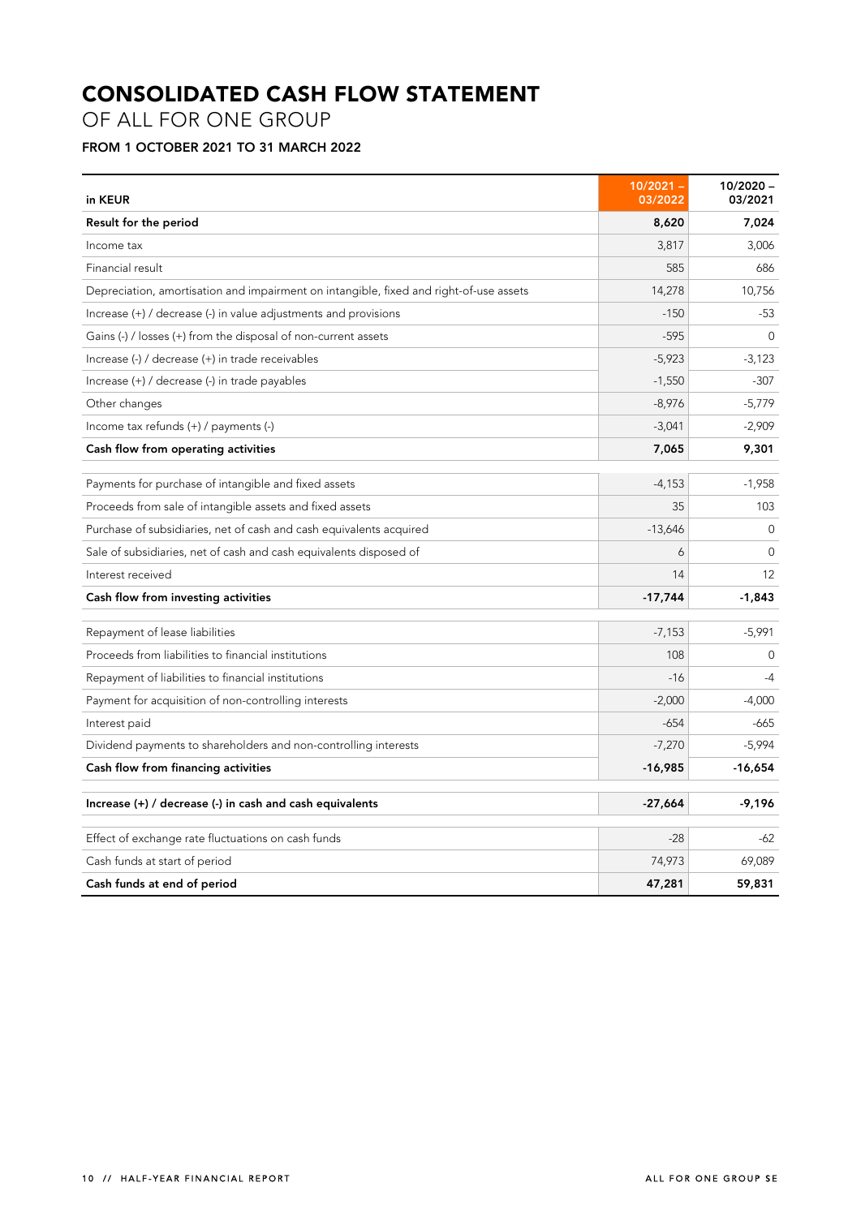# CONSOLIDATED CASH FLOW STATEMENT

OF ALL FOR ONE GROUP

### FROM 1 OCTOBER 2021 TO 31 MARCH 2022

| in KEUR | 10/2021 – 03/2022 | 10/2020 – 03/2021 |
|---|---|---|
| **Result for the period** | **8,620** | **7,024** |
| Income tax | 3,817 | 3,006 |
| Financial result | 585 | 686 |
| Depreciation, amortisation and impairment on intangible, fixed and right-of-use assets | 14,278 | 10,756 |
| Increase (+) / decrease (-) in value adjustments and provisions | -150 | -53 |
| Gains (-) / losses (+) from the disposal of non-current assets | -595 | 0 |
| Increase (-) / decrease (+) in trade receivables | -5,923 | -3,123 |
| Increase (+) / decrease (-) in trade payables | -1,550 | -307 |
| Other changes | -8,976 | -5,779 |
| Income tax refunds (+) / payments (-) | -3,041 | -2,909 |
| **Cash flow from operating activities** | **7,065** | **9,301** |
| Payments for purchase of intangible and fixed assets | -4,153 | -1,958 |
| Proceeds from sale of intangible assets and fixed assets | 35 | 103 |
| Purchase of subsidiaries, net of cash and cash equivalents acquired | -13,646 | 0 |
| Sale of subsidiaries, net of cash and cash equivalents disposed of | 6 | 0 |
| Interest received | 14 | 12 |
| **Cash flow from investing activities** | **-17,744** | **-1,843** |
| Repayment of lease liabilities | -7,153 | -5,991 |
| Proceeds from liabilities to financial institutions | 108 | 0 |
| Repayment of liabilities to financial institutions | -16 | -4 |
| Payment for acquisition of non-controlling interests | -2,000 | -4,000 |
| Interest paid | -654 | -665 |
| Dividend payments to shareholders and non-controlling interests | -7,270 | -5,994 |
| **Cash flow from financing activities** | **-16,985** | **-16,654** |
| **Increase (+) / decrease (-) in cash and cash equivalents** | **-27,664** | **-9,196** |
| Effect of exchange rate fluctuations on cash funds | -28 | -62 |
| Cash funds at start of period | 74,973 | 69,089 |
| **Cash funds at end of period** | **47,281** | **59,831** |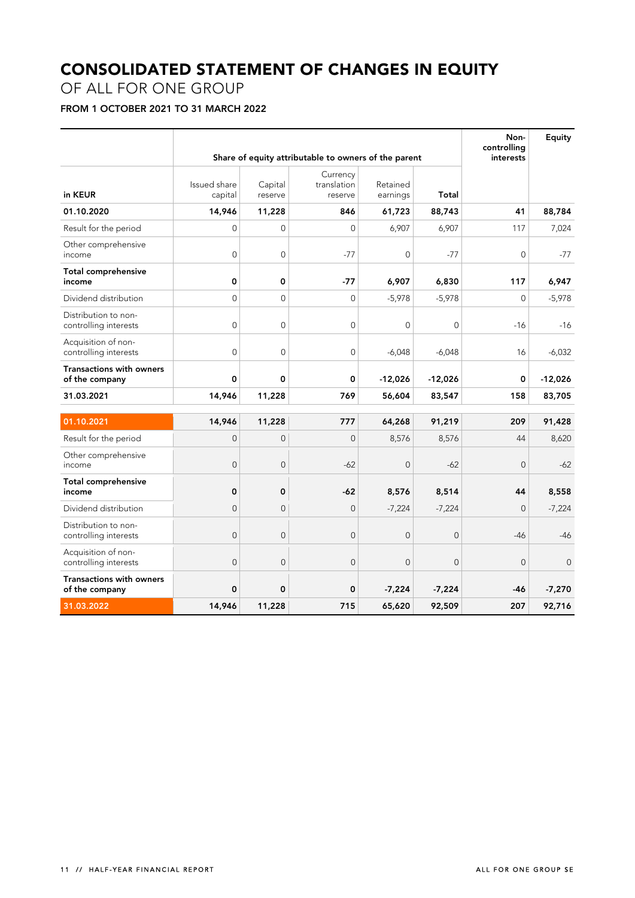# CONSOLIDATED STATEMENT OF CHANGES IN EQUITY

OF ALL FOR ONE GROUP

**FROM 1 OCTOBER 2021 TO 31 MARCH 2022**

| | Share of equity attributable to owners of the parent | | | | | Non-controlling interests | Equity |
|---|---|---|---|---|---|---|---|
| **in KEUR** | Issued share capital | Capital reserve | Currency translation reserve | Retained earnings | **Total** | | |
| **01.10.2020** | **14,946** | **11,228** | **846** | **61,723** | **88,743** | **41** | **88,784** |
| Result for the period | 0 | 0 | 0 | 6,907 | 6,907 | 117 | 7,024 |
| Other comprehensive income | 0 | 0 | -77 | 0 | -77 | 0 | -77 |
| **Total comprehensive income** | **0** | **0** | **-77** | **6,907** | **6,830** | **117** | **6,947** |
| Dividend distribution | 0 | 0 | 0 | -5,978 | -5,978 | 0 | -5,978 |
| Distribution to non-controlling interests | 0 | 0 | 0 | 0 | 0 | -16 | -16 |
| Acquisition of non-controlling interests | 0 | 0 | 0 | -6,048 | -6,048 | 16 | -6,032 |
| **Transactions with owners of the company** | **0** | **0** | **0** | **-12,026** | **-12,026** | **0** | **-12,026** |
| **31.03.2021** | **14,946** | **11,228** | **769** | **56,604** | **83,547** | **158** | **83,705** |
| **01.10.2021** | **14,946** | **11,228** | **777** | **64,268** | **91,219** | **209** | **91,428** |
| Result for the period | 0 | 0 | 0 | 8,576 | 8,576 | 44 | 8,620 |
| Other comprehensive income | 0 | 0 | -62 | 0 | -62 | 0 | -62 |
| **Total comprehensive income** | **0** | **0** | **-62** | **8,576** | **8,514** | **44** | **8,558** |
| Dividend distribution | 0 | 0 | 0 | -7,224 | -7,224 | 0 | -7,224 |
| Distribution to non-controlling interests | 0 | 0 | 0 | 0 | 0 | -46 | -46 |
| Acquisition of non-controlling interests | 0 | 0 | 0 | 0 | 0 | 0 | 0 |
| **Transactions with owners of the company** | **0** | **0** | **0** | **-7,224** | **-7,224** | **-46** | **-7,270** |
| **31.03.2022** | **14,946** | **11,228** | **715** | **65,620** | **92,509** | **207** | **92,716** |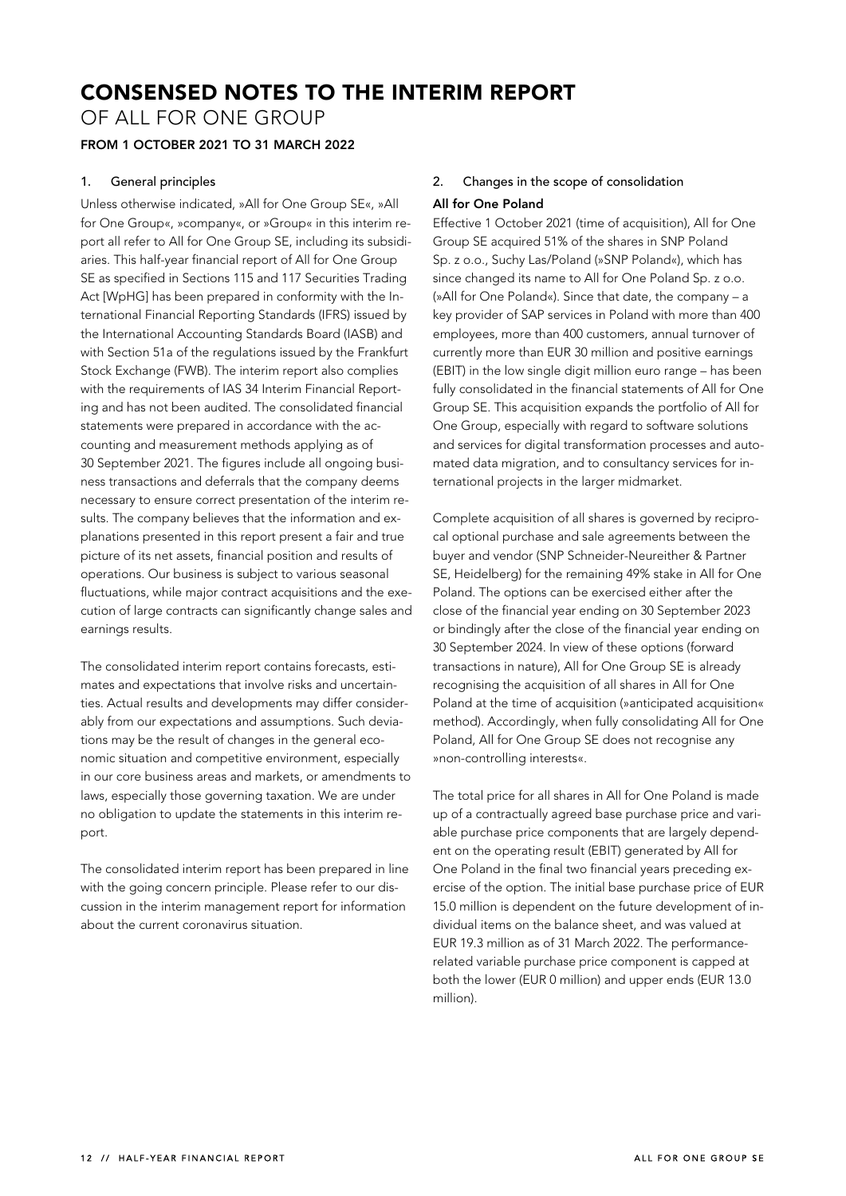# CONSENSED NOTES TO THE INTERIM REPORT

OF ALL FOR ONE GROUP

**FROM 1 OCTOBER 2021 TO 31 MARCH 2022**

### 1. General principles

Unless otherwise indicated, »All for One Group SE«, »All for One Group«, »company«, or »Group« in this interim report all refer to All for One Group SE, including its subsidiaries. This half-year financial report of All for One Group SE as specified in Sections 115 and 117 Securities Trading Act [WpHG] has been prepared in conformity with the International Financial Reporting Standards (IFRS) issued by the International Accounting Standards Board (IASB) and with Section 51a of the regulations issued by the Frankfurt Stock Exchange (FWB). The interim report also complies with the requirements of IAS 34 Interim Financial Reporting and has not been audited. The consolidated financial statements were prepared in accordance with the accounting and measurement methods applying as of 30 September 2021. The figures include all ongoing business transactions and deferrals that the company deems necessary to ensure correct presentation of the interim results. The company believes that the information and explanations presented in this report present a fair and true picture of its net assets, financial position and results of operations. Our business is subject to various seasonal fluctuations, while major contract acquisitions and the execution of large contracts can significantly change sales and earnings results.

The consolidated interim report contains forecasts, estimates and expectations that involve risks and uncertainties. Actual results and developments may differ considerably from our expectations and assumptions. Such deviations may be the result of changes in the general economic situation and competitive environment, especially in our core business areas and markets, or amendments to laws, especially those governing taxation. We are under no obligation to update the statements in this interim report.

The consolidated interim report has been prepared in line with the going concern principle. Please refer to our discussion in the interim management report for information about the current coronavirus situation.

### 2. Changes in the scope of consolidation

**All for One Poland**

Effective 1 October 2021 (time of acquisition), All for One Group SE acquired 51% of the shares in SNP Poland Sp. z o.o., Suchy Las/Poland (»SNP Poland«), which has since changed its name to All for One Poland Sp. z o.o. (»All for One Poland«). Since that date, the company – a key provider of SAP services in Poland with more than 400 employees, more than 400 customers, annual turnover of currently more than EUR 30 million and positive earnings (EBIT) in the low single digit million euro range – has been fully consolidated in the financial statements of All for One Group SE. This acquisition expands the portfolio of All for One Group, especially with regard to software solutions and services for digital transformation processes and automated data migration, and to consultancy services for international projects in the larger midmarket.

Complete acquisition of all shares is governed by reciprocal optional purchase and sale agreements between the buyer and vendor (SNP Schneider-Neureither & Partner SE, Heidelberg) for the remaining 49% stake in All for One Poland. The options can be exercised either after the close of the financial year ending on 30 September 2023 or bindingly after the close of the financial year ending on 30 September 2024. In view of these options (forward transactions in nature), All for One Group SE is already recognising the acquisition of all shares in All for One Poland at the time of acquisition (»anticipated acquisition« method). Accordingly, when fully consolidating All for One Poland, All for One Group SE does not recognise any »non-controlling interests«.

The total price for all shares in All for One Poland is made up of a contractually agreed base purchase price and variable purchase price components that are largely dependent on the operating result (EBIT) generated by All for One Poland in the final two financial years preceding exercise of the option. The initial base purchase price of EUR 15.0 million is dependent on the future development of individual items on the balance sheet, and was valued at EUR 19.3 million as of 31 March 2022. The performance-related variable purchase price component is capped at both the lower (EUR 0 million) and upper ends (EUR 13.0 million).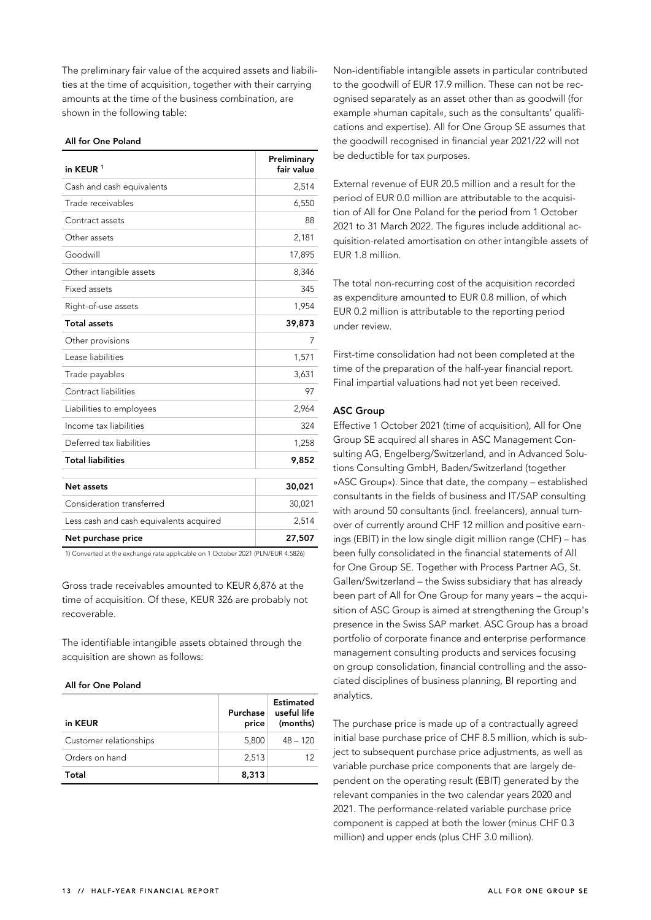The preliminary fair value of the acquired assets and liabilities at the time of acquisition, together with their carrying amounts at the time of the business combination, are shown in the following table:

**All for One Poland**

| in KEUR [1] | Preliminary fair value |
|---|---|
| Cash and cash equivalents | 2,514 |
| Trade receivables | 6,550 |
| Contract assets | 88 |
| Other assets | 2,181 |
| Goodwill | 17,895 |
| Other intangible assets | 8,346 |
| Fixed assets | 345 |
| Right-of-use assets | 1,954 |
| **Total assets** | **39,873** |
| Other provisions | 7 |
| Lease liabilities | 1,571 |
| Trade payables | 3,631 |
| Contract liabilities | 97 |
| Liabilities to employees | 2,964 |
| Income tax liabilities | 324 |
| Deferred tax liabilities | 1,258 |
| **Total liabilities** | **9,852** |
| **Net assets** | **30,021** |
| Consideration transferred | 30,021 |
| Less cash and cash equivalents acquired | 2,514 |
| **Net purchase price** | **27,507** |

1) Converted at the exchange rate applicable on 1 October 2021 (PLN/EUR 4.5826)

Gross trade receivables amounted to KEUR 6,876 at the time of acquisition. Of these, KEUR 326 are probably not recoverable.

The identifiable intangible assets obtained through the acquisition are shown as follows:

**All for One Poland**

| in KEUR | Purchase price | Estimated useful life (months) |
|---|---|---|
| Customer relationships | 5,800 | 48 – 120 |
| Orders on hand | 2,513 | 12 |
| **Total** | **8,313** | |

Non-identifiable intangible assets in particular contributed to the goodwill of EUR 17.9 million. These can not be recognised separately as an asset other than as goodwill (for example »human capital«, such as the consultants' qualifications and expertise). All for One Group SE assumes that the goodwill recognised in financial year 2021/22 will not be deductible for tax purposes.

External revenue of EUR 20.5 million and a result for the period of EUR 0.0 million are attributable to the acquisition of All for One Poland for the period from 1 October 2021 to 31 March 2022. The figures include additional acquisition-related amortisation on other intangible assets of EUR 1.8 million.

The total non-recurring cost of the acquisition recorded as expenditure amounted to EUR 0.8 million, of which EUR 0.2 million is attributable to the reporting period under review.

First-time consolidation had not been completed at the time of the preparation of the half-year financial report. Final impartial valuations had not yet been received.

### ASC Group

Effective 1 October 2021 (time of acquisition), All for One Group SE acquired all shares in ASC Management Consulting AG, Engelberg/Switzerland, and in Advanced Solutions Consulting GmbH, Baden/Switzerland (together »ASC Group«). Since that date, the company – established consultants in the fields of business and IT/SAP consulting with around 50 consultants (incl. freelancers), annual turnover of currently around CHF 12 million and positive earnings (EBIT) in the low single digit million range (CHF) – has been fully consolidated in the financial statements of All for One Group SE. Together with Process Partner AG, St. Gallen/Switzerland – the Swiss subsidiary that has already been part of All for One Group for many years – the acquisition of ASC Group is aimed at strengthening the Group's presence in the Swiss SAP market. ASC Group has a broad portfolio of corporate finance and enterprise performance management consulting products and services focusing on group consolidation, financial controlling and the associated disciplines of business planning, BI reporting and analytics.

The purchase price is made up of a contractually agreed initial base purchase price of CHF 8.5 million, which is subject to subsequent purchase price adjustments, as well as variable purchase price components that are largely dependent on the operating result (EBIT) generated by the relevant companies in the two calendar years 2020 and 2021. The performance-related variable purchase price component is capped at both the lower (minus CHF 0.3 million) and upper ends (plus CHF 3.0 million).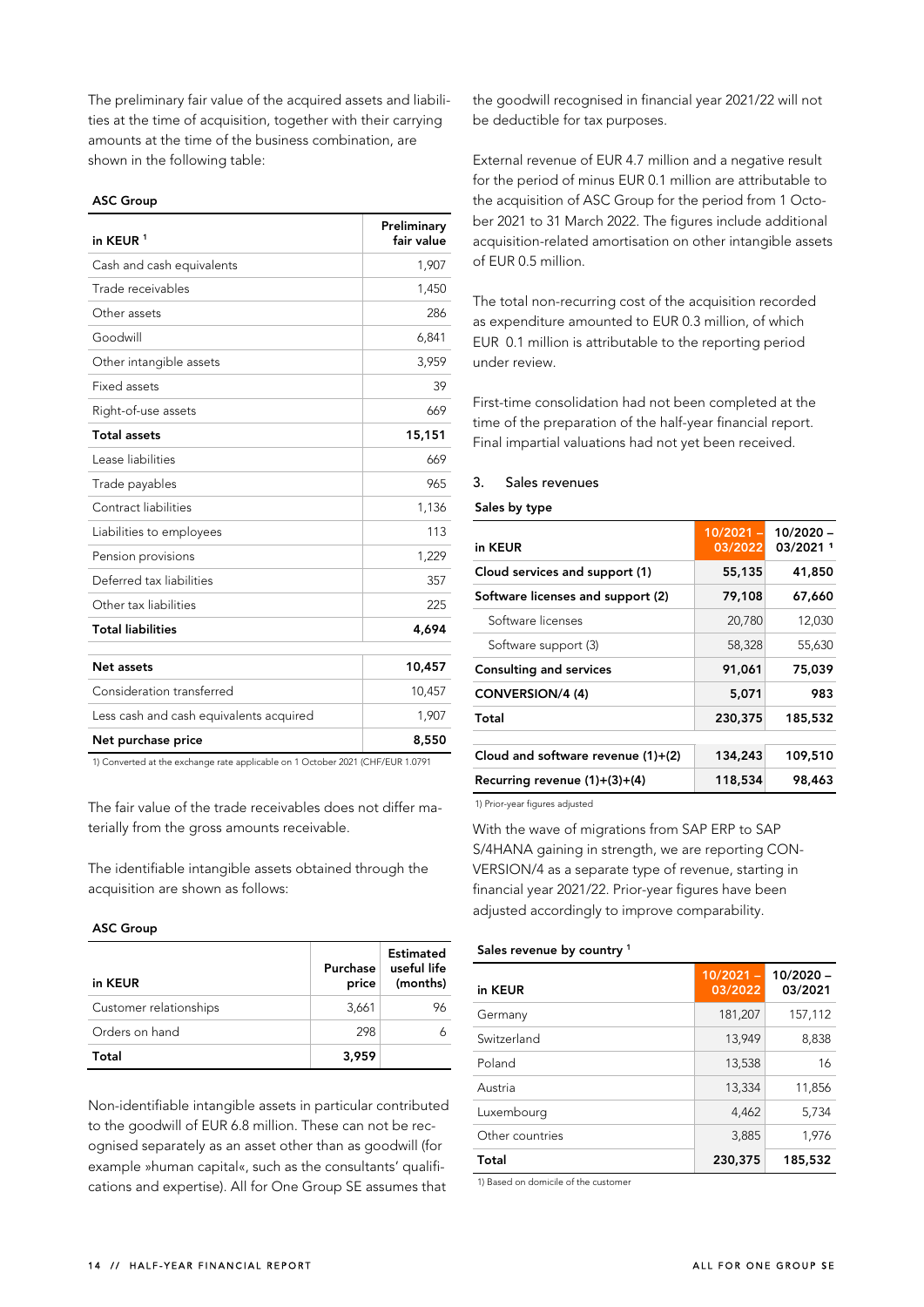The preliminary fair value of the acquired assets and liabilities at the time of acquisition, together with their carrying amounts at the time of the business combination, are shown in the following table:

**ASC Group**

| in KEUR [1] | Preliminary fair value |
|---|---|
| Cash and cash equivalents | 1,907 |
| Trade receivables | 1,450 |
| Other assets | 286 |
| Goodwill | 6,841 |
| Other intangible assets | 3,959 |
| Fixed assets | 39 |
| Right-of-use assets | 669 |
| **Total assets** | **15,151** |
| Lease liabilities | 669 |
| Trade payables | 965 |
| Contract liabilities | 1,136 |
| Liabilities to employees | 113 |
| Pension provisions | 1,229 |
| Deferred tax liabilities | 357 |
| Other tax liabilities | 225 |
| **Total liabilities** | **4,694** |
| **Net assets** | **10,457** |
| Consideration transferred | 10,457 |
| Less cash and cash equivalents acquired | 1,907 |
| **Net purchase price** | **8,550** |

1) Converted at the exchange rate applicable on 1 October 2021 (CHF/EUR 1.0791

The fair value of the trade receivables does not differ materially from the gross amounts receivable.

The identifiable intangible assets obtained through the acquisition are shown as follows:

**ASC Group**

| in KEUR | Purchase price | Estimated useful life (months) |
|---|---|---|
| Customer relationships | 3,661 | 96 |
| Orders on hand | 298 | 6 |
| **Total** | **3,959** | |

Non-identifiable intangible assets in particular contributed to the goodwill of EUR 6.8 million. These can not be recognised separately as an asset other than as goodwill (for example »human capital«, such as the consultants' qualifications and expertise). All for One Group SE assumes that the goodwill recognised in financial year 2021/22 will not be deductible for tax purposes.

External revenue of EUR 4.7 million and a negative result for the period of minus EUR 0.1 million are attributable to the acquisition of ASC Group for the period from 1 October 2021 to 31 March 2022. The figures include additional acquisition-related amortisation on other intangible assets of EUR 0.5 million.

The total non-recurring cost of the acquisition recorded as expenditure amounted to EUR 0.3 million, of which EUR 0.1 million is attributable to the reporting period under review.

First-time consolidation had not been completed at the time of the preparation of the half-year financial report. Final impartial valuations had not yet been received.

## 3. Sales revenues

**Sales by type**

| in KEUR | 10/2021 – 03/2022 | 10/2020 – 03/2021 [1] |
|---|---|---|
| **Cloud services and support (1)** | **55,135** | **41,850** |
| **Software licenses and support (2)** | **79,108** | **67,660** |
| Software licenses | 20,780 | 12,030 |
| Software support (3) | 58,328 | 55,630 |
| **Consulting and services** | **91,061** | **75,039** |
| **CONVERSION/4 (4)** | **5,071** | **983** |
| **Total** | **230,375** | **185,532** |
| **Cloud and software revenue (1)+(2)** | **134,243** | **109,510** |
| **Recurring revenue (1)+(3)+(4)** | **118,534** | **98,463** |

1) Prior-year figures adjusted

With the wave of migrations from SAP ERP to SAP S/4HANA gaining in strength, we are reporting CONVERSION/4 as a separate type of revenue, starting in financial year 2021/22. Prior-year figures have been adjusted accordingly to improve comparability.

**Sales revenue by country [1]**

| in KEUR | 10/2021 – 03/2022 | 10/2020 – 03/2021 |
|---|---|---|
| Germany | 181,207 | 157,112 |
| Switzerland | 13,949 | 8,838 |
| Poland | 13,538 | 16 |
| Austria | 13,334 | 11,856 |
| Luxembourg | 4,462 | 5,734 |
| Other countries | 3,885 | 1,976 |
| **Total** | **230,375** | **185,532** |

1) Based on domicile of the customer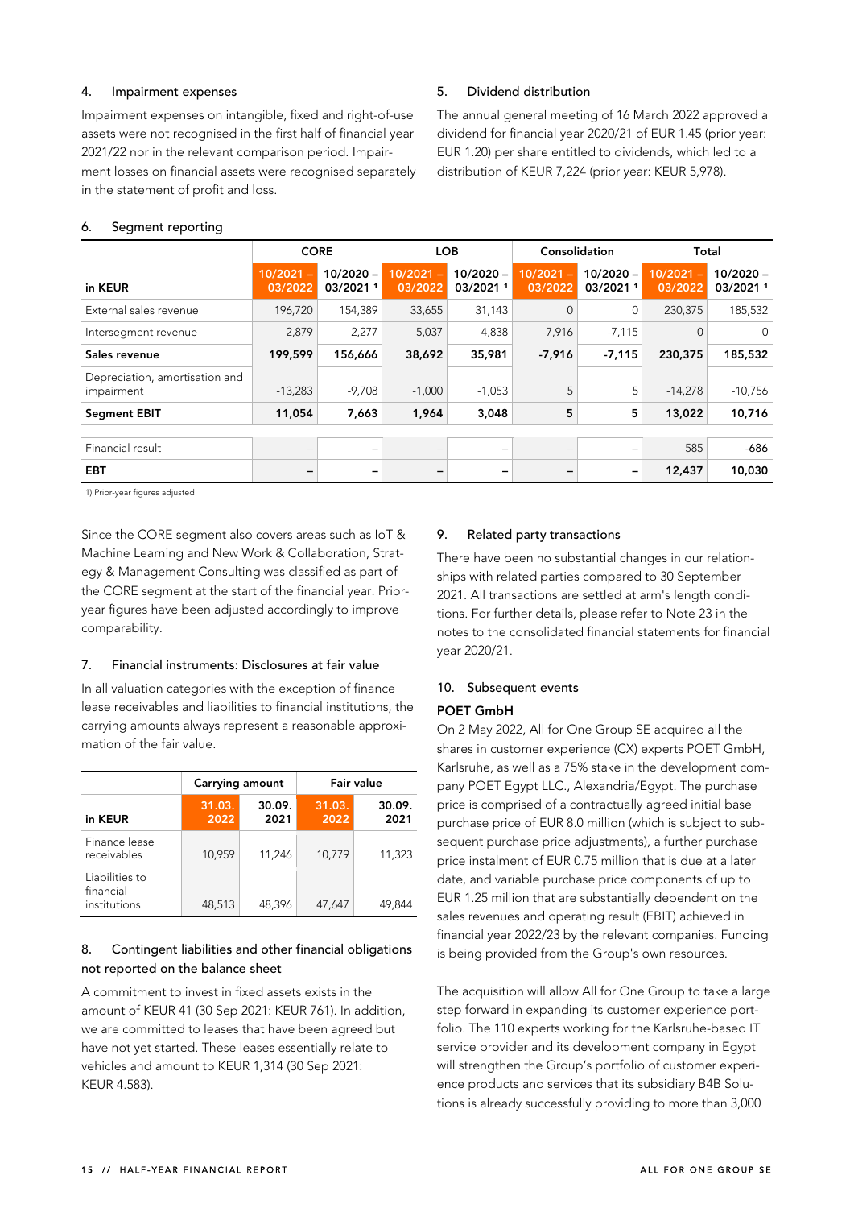## 4. Impairment expenses

Impairment expenses on intangible, fixed and right-of-use assets were not recognised in the first half of financial year 2021/22 nor in the relevant comparison period. Impairment losses on financial assets were recognised separately in the statement of profit and loss.

## 5. Dividend distribution

The annual general meeting of 16 March 2022 approved a dividend for financial year 2020/21 of EUR 1.45 (prior year: EUR 1.20) per share entitled to dividends, which led to a distribution of KEUR 7,224 (prior year: KEUR 5,978).

## 6. Segment reporting

| in KEUR | CORE | | LOB | | Consolidation | | Total | |
|---|---|---|---|---|---|---|---|---|
| | 10/2021 – 03/2022 | 10/2020 – 03/2021 [1] | 10/2021 – 03/2022 | 10/2020 – 03/2021 [1] | 10/2021 – 03/2022 | 10/2020 – 03/2021 [1] | 10/2021 – 03/2022 | 10/2020 – 03/2021 [1] |
| External sales revenue | 196,720 | 154,389 | 33,655 | 31,143 | 0 | 0 | 230,375 | 185,532 |
| Intersegment revenue | 2,879 | 2,277 | 5,037 | 4,838 | -7,916 | -7,115 | 0 | 0 |
| **Sales revenue** | **199,599** | **156,666** | **38,692** | **35,981** | **-7,916** | **-7,115** | **230,375** | **185,532** |
| Depreciation, amortisation and impairment | -13,283 | -9,708 | -1,000 | -1,053 | 5 | 5 | -14,278 | -10,756 |
| **Segment EBIT** | **11,054** | **7,663** | **1,964** | **3,048** | **5** | **5** | **13,022** | **10,716** |
| Financial result | – | – | – | – | – | – | -585 | -686 |
| **EBT** | **–** | **–** | **–** | **–** | **–** | **–** | **12,437** | **10,030** |

1) Prior-year figures adjusted

Since the CORE segment also covers areas such as IoT & Machine Learning and New Work & Collaboration, Strategy & Management Consulting was classified as part of the CORE segment at the start of the financial year. Prior-year figures have been adjusted accordingly to improve comparability.

## 7. Financial instruments: Disclosures at fair value

In all valuation categories with the exception of finance lease receivables and liabilities to financial institutions, the carrying amounts always represent a reasonable approximation of the fair value.

| in KEUR | Carrying amount | | Fair value | |
|---|---|---|---|---|
| | 31.03.2022 | 30.09.2021 | 31.03.2022 | 30.09.2021 |
| Finance lease receivables | 10,959 | 11,246 | 10,779 | 11,323 |
| Liabilities to financial institutions | 48,513 | 48,396 | 47,647 | 49,844 |

## 8. Contingent liabilities and other financial obligations not reported on the balance sheet

A commitment to invest in fixed assets exists in the amount of KEUR 41 (30 Sep 2021: KEUR 761). In addition, we are committed to leases that have been agreed but have not yet started. These leases essentially relate to vehicles and amount to KEUR 1,314 (30 Sep 2021: KEUR 4.583).

## 9. Related party transactions

There have been no substantial changes in our relationships with related parties compared to 30 September 2021. All transactions are settled at arm's length conditions. For further details, please refer to Note 23 in the notes to the consolidated financial statements for financial year 2020/21.

## 10. Subsequent events

**POET GmbH**

On 2 May 2022, All for One Group SE acquired all the shares in customer experience (CX) experts POET GmbH, Karlsruhe, as well as a 75% stake in the development company POET Egypt LLC., Alexandria/Egypt. The purchase price is comprised of a contractually agreed initial base purchase price of EUR 8.0 million (which is subject to subsequent purchase price adjustments), a further purchase price instalment of EUR 0.75 million that is due at a later date, and variable purchase price components of up to EUR 1.25 million that are substantially dependent on the sales revenues and operating result (EBIT) achieved in financial year 2022/23 by the relevant companies. Funding is being provided from the Group's own resources.

The acquisition will allow All for One Group to take a large step forward in expanding its customer experience portfolio. The 110 experts working for the Karlsruhe-based IT service provider and its development company in Egypt will strengthen the Group's portfolio of customer experience products and services that its subsidiary B4B Solutions is already successfully providing to more than 3,000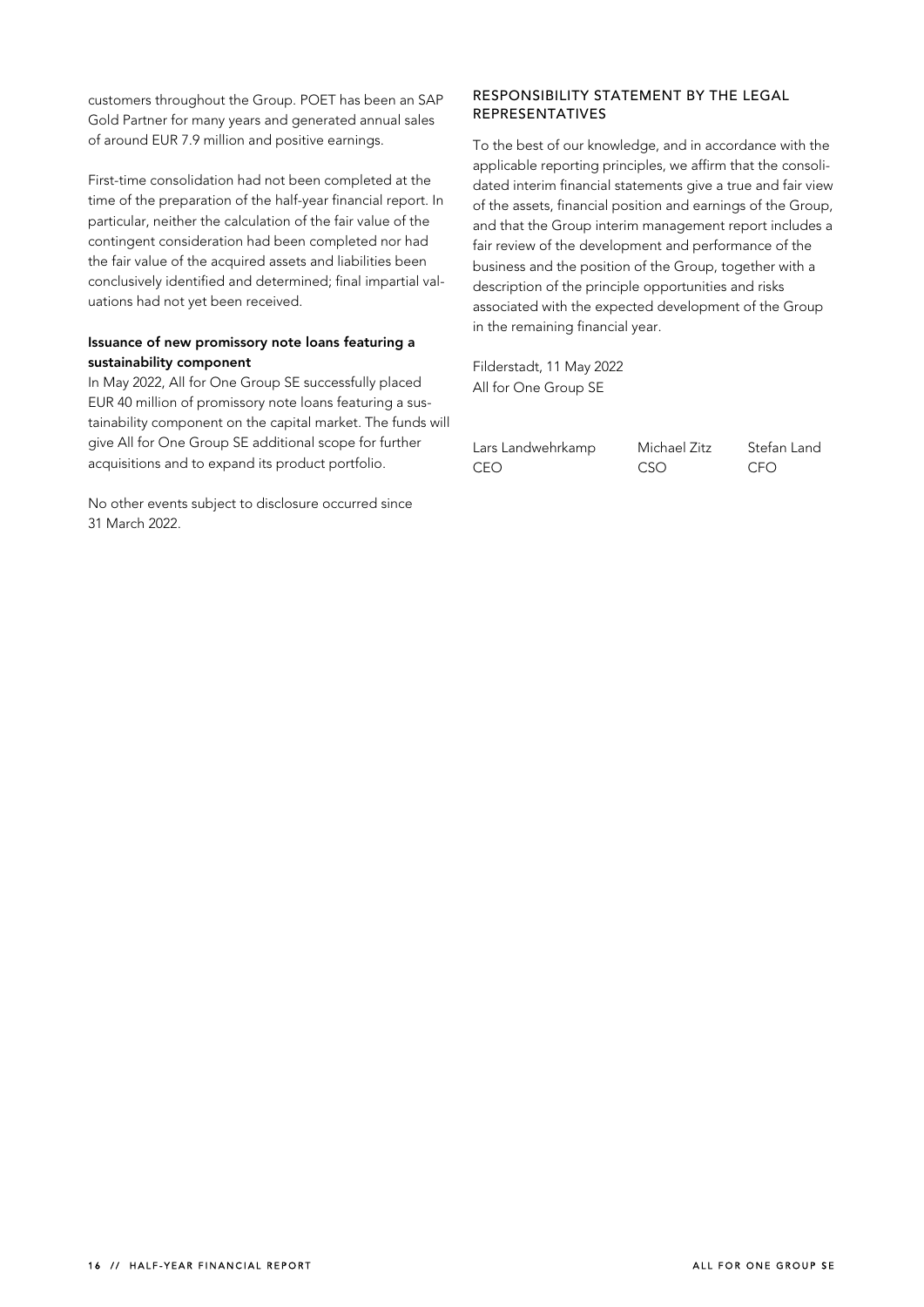customers throughout the Group. POET has been an SAP Gold Partner for many years and generated annual sales of around EUR 7.9 million and positive earnings.

First-time consolidation had not been completed at the time of the preparation of the half-year financial report. In particular, neither the calculation of the fair value of the contingent consideration had been completed nor had the fair value of the acquired assets and liabilities been conclusively identified and determined; final impartial valuations had not yet been received.

**Issuance of new promissory note loans featuring a sustainability component**

In May 2022, All for One Group SE successfully placed EUR 40 million of promissory note loans featuring a sustainability component on the capital market. The funds will give All for One Group SE additional scope for further acquisitions and to expand its product portfolio.

No other events subject to disclosure occurred since 31 March 2022.

## RESPONSIBILITY STATEMENT BY THE LEGAL REPRESENTATIVES

To the best of our knowledge, and in accordance with the applicable reporting principles, we affirm that the consolidated interim financial statements give a true and fair view of the assets, financial position and earnings of the Group, and that the Group interim management report includes a fair review of the development and performance of the business and the position of the Group, together with a description of the principle opportunities and risks associated with the expected development of the Group in the remaining financial year.

Filderstadt, 11 May 2022
All for One Group SE

Lars Landwehrkamp
CEO

Michael Zitz
CSO

Stefan Land
CFO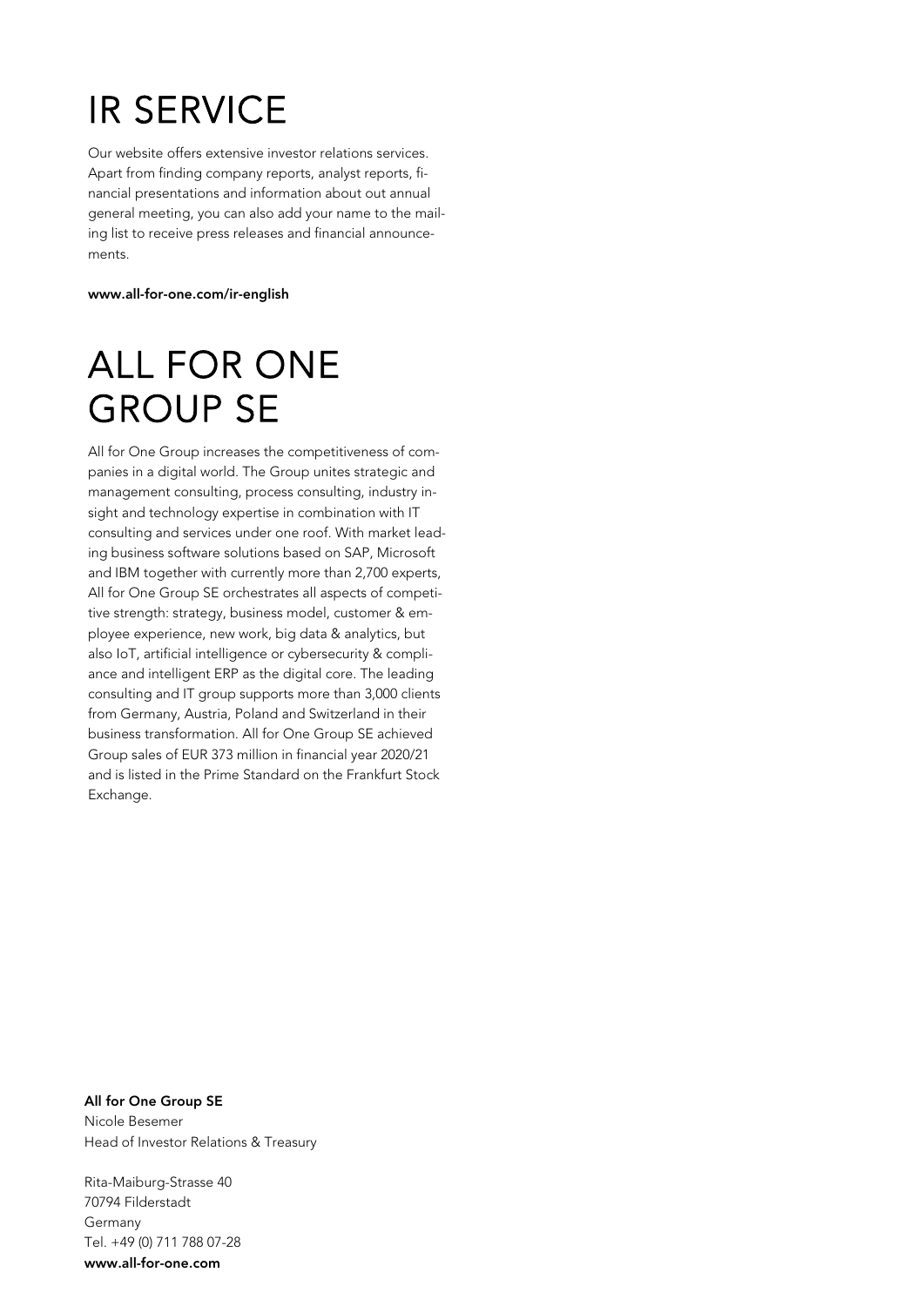# IR SERVICE

Our website offers extensive investor relations services. Apart from finding company reports, analyst reports, financial presentations and information about out annual general meeting, you can also add your name to the mailing list to receive press releases and financial announcements.

**www.all-for-one.com/ir-english**

# ALL FOR ONE GROUP SE

All for One Group increases the competitiveness of companies in a digital world. The Group unites strategic and management consulting, process consulting, industry insight and technology expertise in combination with IT consulting and services under one roof. With market leading business software solutions based on SAP, Microsoft and IBM together with currently more than 2,700 experts, All for One Group SE orchestrates all aspects of competitive strength: strategy, business model, customer & employee experience, new work, big data & analytics, but also IoT, artificial intelligence or cybersecurity & compliance and intelligent ERP as the digital core. The leading consulting and IT group supports more than 3,000 clients from Germany, Austria, Poland and Switzerland in their business transformation. All for One Group SE achieved Group sales of EUR 373 million in financial year 2020/21 and is listed in the Prime Standard on the Frankfurt Stock Exchange.

**All for One Group SE**
Nicole Besemer
Head of Investor Relations & Treasury

Rita-Maiburg-Strasse 40
70794 Filderstadt
Germany
Tel. +49 (0) 711 788 07-28
**www.all-for-one.com**